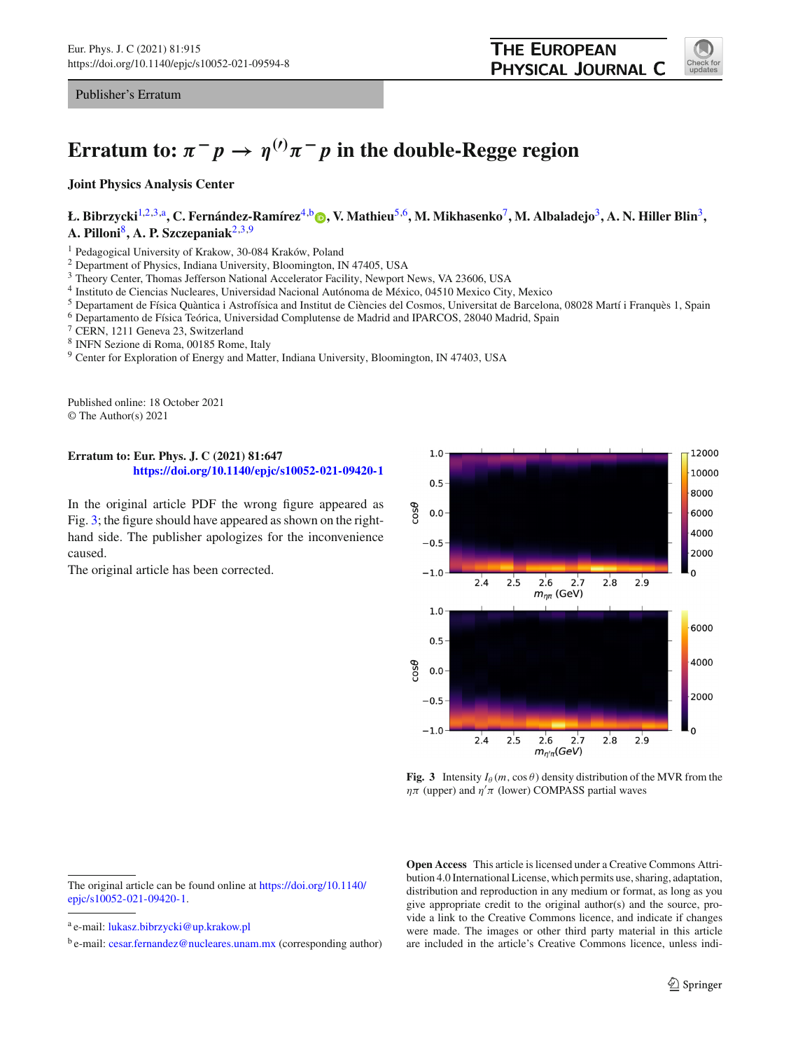Publisher's Erratum

# Erratum to: $\pi^- p \to \eta^{(\prime)}\pi^- p$ in the double-Regge region

**Joint Physics Analysis Center**

**Ł. Bibrzycki**[1,2,3,a], **C. Fernández-Ramírez**[4,b], **V. Mathieu**[5,6], **M. Mikhasenko**[7], **M. Albaladejo**[3], **A. N. Hiller Blin**[3], **A. Pilloni**[8], **A. P. Szczepaniak**[2,3,9]

[1] Pedagogical University of Krakow, 30-084 Kraków, Poland
[2] Department of Physics, Indiana University, Bloomington, IN 47405, USA
[3] Theory Center, Thomas Jefferson National Accelerator Facility, Newport News, VA 23606, USA
[4] Instituto de Ciencias Nucleares, Universidad Nacional Autónoma de México, 04510 Mexico City, Mexico
[5] Departament de Física Quàntica i Astrofísica and Institut de Ciències del Cosmos, Universitat de Barcelona, 08028 Martí i Franquès 1, Spain
[6] Departamento de Física Teórica, Universidad Complutense de Madrid and IPARCOS, 28040 Madrid, Spain
[7] CERN, 1211 Geneva 23, Switzerland
[8] INFN Sezione di Roma, 00185 Rome, Italy
[9] Center for Exploration of Energy and Matter, Indiana University, Bloomington, IN 47403, USA

Published online: 18 October 2021
© The Author(s) 2021

**Erratum to: Eur. Phys. J. C (2021) 81:647**
https://doi.org/10.1140/epjc/s10052-021-09420-1

In the original article PDF the wrong figure appeared as Fig. 3; the figure should have appeared as shown on the right-hand side. The publisher apologizes for the inconvenience caused.

The original article has been corrected.

**Fig. 3** Intensity $I_\theta(m, \cos\theta)$ density distribution of the MVR from the $\eta\pi$ (upper) and $\eta'\pi$ (lower) COMPASS partial waves

The original article can be found online at https://doi.org/10.1140/epjc/s10052-021-09420-1.

[a] e-mail: lukasz.bibrzycki@up.krakow.pl

[b] e-mail: cesar.fernandez@nucleares.unam.mx (corresponding author)

**Open Access** This article is licensed under a Creative Commons Attribution 4.0 International License, which permits use, sharing, adaptation, distribution and reproduction in any medium or format, as long as you give appropriate credit to the original author(s) and the source, provide a link to the Creative Commons licence, and indicate if changes were made. The images or other third party material in this article are included in the article's Creative Commons licence, unless indi-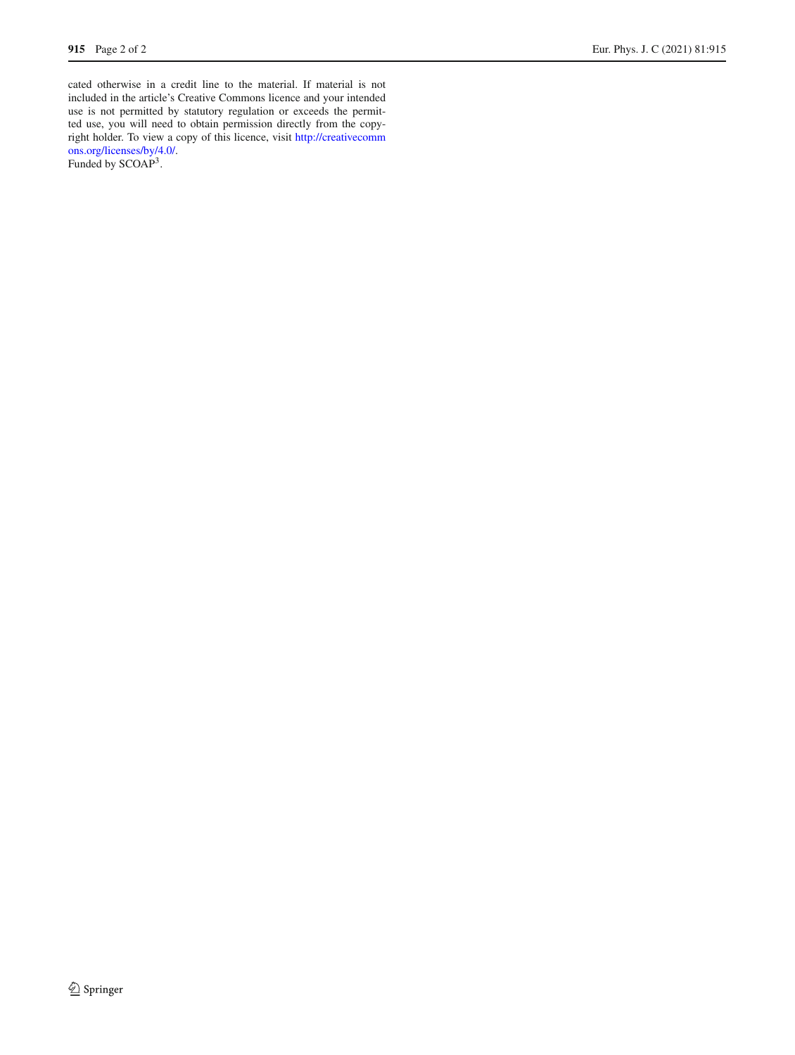cated otherwise in a credit line to the material. If material is not included in the article's Creative Commons licence and your intended use is not permitted by statutory regulation or exceeds the permitted use, you will need to obtain permission directly from the copyright holder. To view a copy of this licence, visit http://creativecommons.org/licenses/by/4.0/.

Funded by SCOAP$^3$.